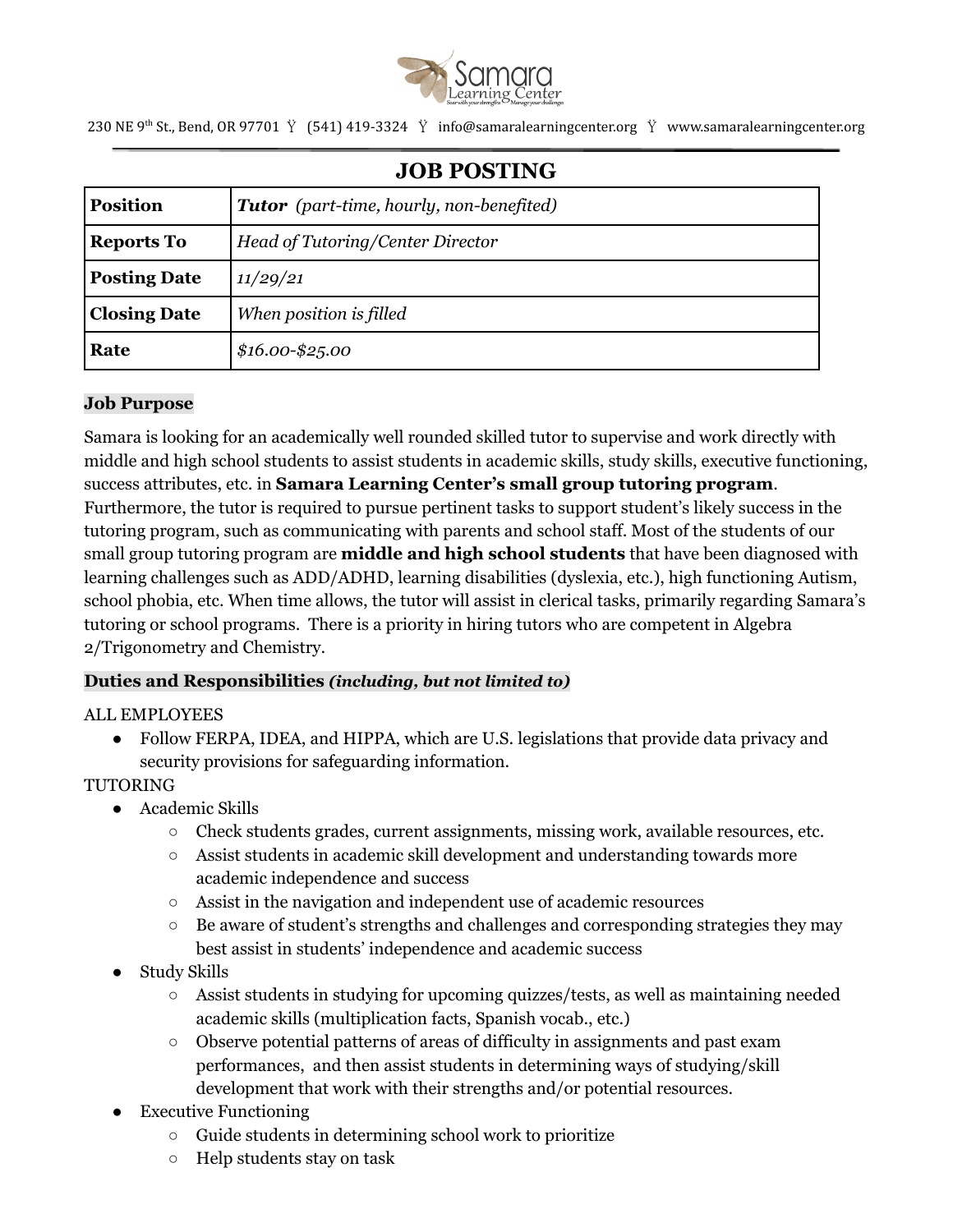Samara Learning Center

230 NE 9th St., Bend, OR 97701 Ÿ (541) 419-3324 Ÿ info@samaralearningcenter.org Ÿ www.samaralearningcenter.org

# JOB POSTING

| **Position** | ***Tutor*** *(part-time, hourly, non-benefited)* |
|---|---|
| **Reports To** | *Head of Tutoring/Center Director* |
| **Posting Date** | *11/29/21* |
| **Closing Date** | *When position is filled* |
| **Rate** | *$16.00-$25.00* |

## Job Purpose

Samara is looking for an academically well rounded skilled tutor to supervise and work directly with middle and high school students to assist students in academic skills, study skills, executive functioning, success attributes, etc. in **Samara Learning Center's small group tutoring program**. Furthermore, the tutor is required to pursue pertinent tasks to support student's likely success in the tutoring program, such as communicating with parents and school staff. Most of the students of our small group tutoring program are **middle and high school students** that have been diagnosed with learning challenges such as ADD/ADHD, learning disabilities (dyslexia, etc.), high functioning Autism, school phobia, etc. When time allows, the tutor will assist in clerical tasks, primarily regarding Samara's tutoring or school programs. There is a priority in hiring tutors who are competent in Algebra 2/Trigonometry and Chemistry.

## Duties and Responsibilities *(including, but not limited to)*

ALL EMPLOYEES

- Follow FERPA, IDEA, and HIPPA, which are U.S. legislations that provide data privacy and security provisions for safeguarding information.

TUTORING

- Academic Skills
  - Check students grades, current assignments, missing work, available resources, etc.
  - Assist students in academic skill development and understanding towards more academic independence and success
  - Assist in the navigation and independent use of academic resources
  - Be aware of student's strengths and challenges and corresponding strategies they may best assist in students' independence and academic success
- Study Skills
  - Assist students in studying for upcoming quizzes/tests, as well as maintaining needed academic skills (multiplication facts, Spanish vocab., etc.)
  - Observe potential patterns of areas of difficulty in assignments and past exam performances, and then assist students in determining ways of studying/skill development that work with their strengths and/or potential resources.
- Executive Functioning
  - Guide students in determining school work to prioritize
  - Help students stay on task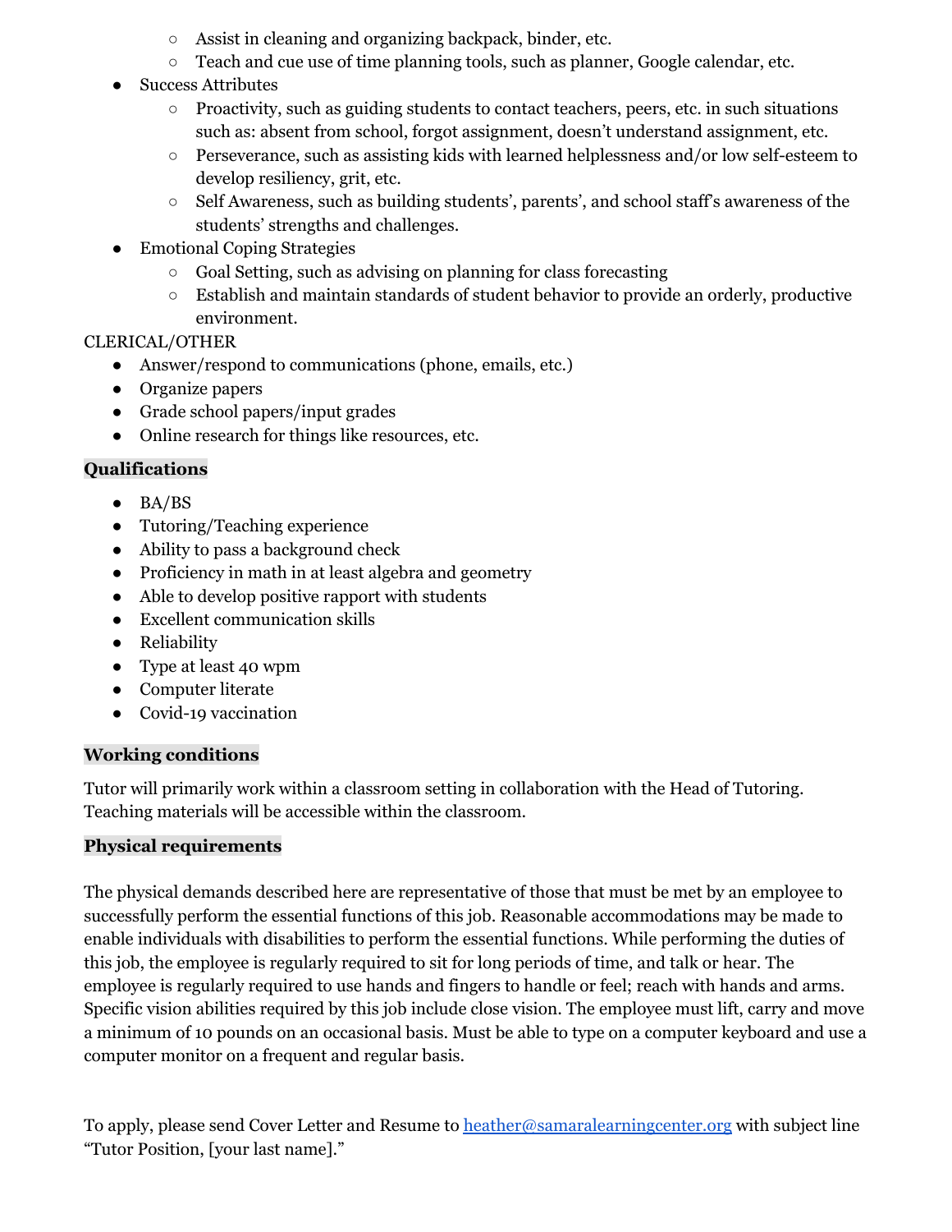- Assist in cleaning and organizing backpack, binder, etc.
    - Teach and cue use of time planning tools, such as planner, Google calendar, etc.
- Success Attributes
    - Proactivity, such as guiding students to contact teachers, peers, etc. in such situations such as: absent from school, forgot assignment, doesn't understand assignment, etc.
    - Perseverance, such as assisting kids with learned helplessness and/or low self-esteem to develop resiliency, grit, etc.
    - Self Awareness, such as building students', parents', and school staff's awareness of the students' strengths and challenges.
- Emotional Coping Strategies
    - Goal Setting, such as advising on planning for class forecasting
    - Establish and maintain standards of student behavior to provide an orderly, productive environment.

CLERICAL/OTHER

- Answer/respond to communications (phone, emails, etc.)
- Organize papers
- Grade school papers/input grades
- Online research for things like resources, etc.

## Qualifications

- BA/BS
- Tutoring/Teaching experience
- Ability to pass a background check
- Proficiency in math in at least algebra and geometry
- Able to develop positive rapport with students
- Excellent communication skills
- Reliability
- Type at least 40 wpm
- Computer literate
- Covid-19 vaccination

## Working conditions

Tutor will primarily work within a classroom setting in collaboration with the Head of Tutoring. Teaching materials will be accessible within the classroom.

## Physical requirements

The physical demands described here are representative of those that must be met by an employee to successfully perform the essential functions of this job. Reasonable accommodations may be made to enable individuals with disabilities to perform the essential functions. While performing the duties of this job, the employee is regularly required to sit for long periods of time, and talk or hear. The employee is regularly required to use hands and fingers to handle or feel; reach with hands and arms. Specific vision abilities required by this job include close vision. The employee must lift, carry and move a minimum of 10 pounds on an occasional basis. Must be able to type on a computer keyboard and use a computer monitor on a frequent and regular basis.

To apply, please send Cover Letter and Resume to heather@samaralearningcenter.org with subject line "Tutor Position, [your last name]."